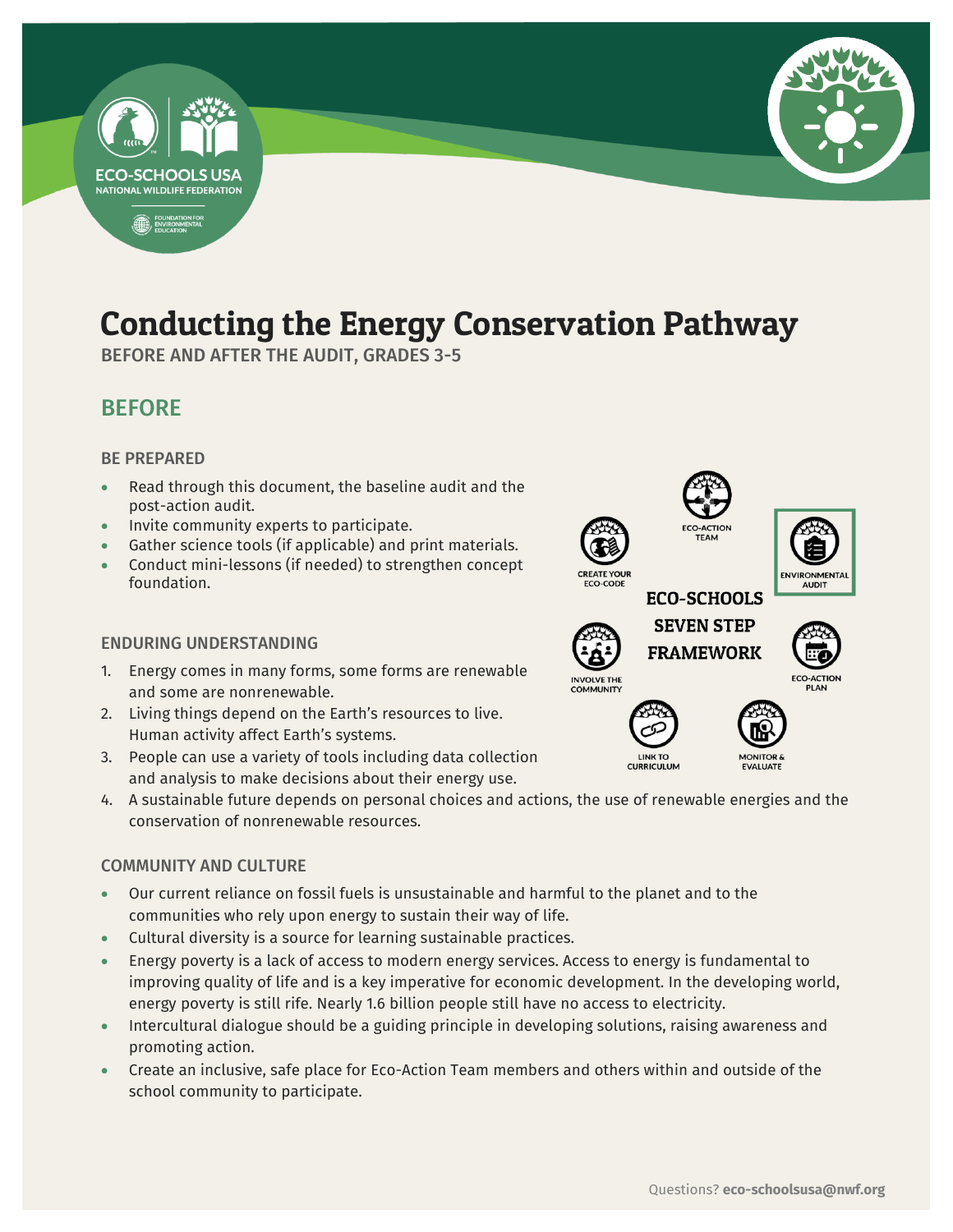# Conducting the Energy Conservation Pathway

BEFORE AND AFTER THE AUDIT, GRADES 3-5

## BEFORE

### BE PREPARED

- Read through this document, the baseline audit and the post-action audit.
- Invite community experts to participate.
- Gather science tools (if applicable) and print materials.
- Conduct mini-lessons (if needed) to strengthen concept foundation.

ECO-SCHOOLS SEVEN STEP FRAMEWORK

ECO-ACTION TEAM
ENVIRONMENTAL AUDIT
ECO-ACTION PLAN
MONITOR & EVALUATE
LINK TO CURRICULUM
INVOLVE THE COMMUNITY
CREATE YOUR ECO-CODE

### ENDURING UNDERSTANDING

1. Energy comes in many forms, some forms are renewable and some are nonrenewable.
2. Living things depend on the Earth's resources to live. Human activity affect Earth's systems.
3. People can use a variety of tools including data collection and analysis to make decisions about their energy use.
4. A sustainable future depends on personal choices and actions, the use of renewable energies and the conservation of nonrenewable resources.

### COMMUNITY AND CULTURE

- Our current reliance on fossil fuels is unsustainable and harmful to the planet and to the communities who rely upon energy to sustain their way of life.
- Cultural diversity is a source for learning sustainable practices.
- Energy poverty is a lack of access to modern energy services. Access to energy is fundamental to improving quality of life and is a key imperative for economic development. In the developing world, energy poverty is still rife. Nearly 1.6 billion people still have no access to electricity.
- Intercultural dialogue should be a guiding principle in developing solutions, raising awareness and promoting action.
- Create an inclusive, safe place for Eco-Action Team members and others within and outside of the school community to participate.

Questions? **eco-schoolsusa@nwf.org**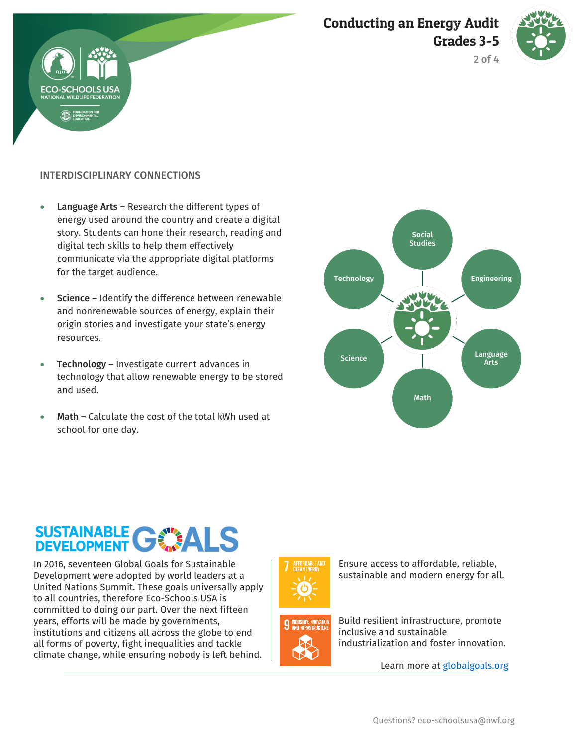## INTERDISCIPLINARY CONNECTIONS

- **Language Arts –** Research the different types of energy used around the country and create a digital story. Students can hone their research, reading and digital tech skills to help them effectively communicate via the appropriate digital platforms for the target audience.
- **Science –** Identify the difference between renewable and nonrenewable sources of energy, explain their origin stories and investigate your state's energy resources.
- **Technology –** Investigate current advances in technology that allow renewable energy to be stored and used.
- **Math –** Calculate the cost of the total kWh used at school for one day.

Social Studies · Engineering · Language Arts · Math · Science · Technology

## SUSTAINABLE DEVELOPMENT GOALS

In 2016, seventeen Global Goals for Sustainable Development were adopted by world leaders at a United Nations Summit. These goals universally apply to all countries, therefore Eco-Schools USA is committed to doing our part. Over the next fifteen years, efforts will be made by governments, institutions and citizens all across the globe to end all forms of poverty, fight inequalities and tackle climate change, while ensuring nobody is left behind.

**7 AFFORDABLE AND CLEAN ENERGY** – Ensure access to affordable, reliable, sustainable and modern energy for all.

**9 INDUSTRY, INNOVATION AND INFRASTRUCTURE** – Build resilient infrastructure, promote inclusive and sustainable industrialization and foster innovation.

Learn more at [globalgoals.org](https://globalgoals.org)

Questions? eco-schoolsusa@nwf.org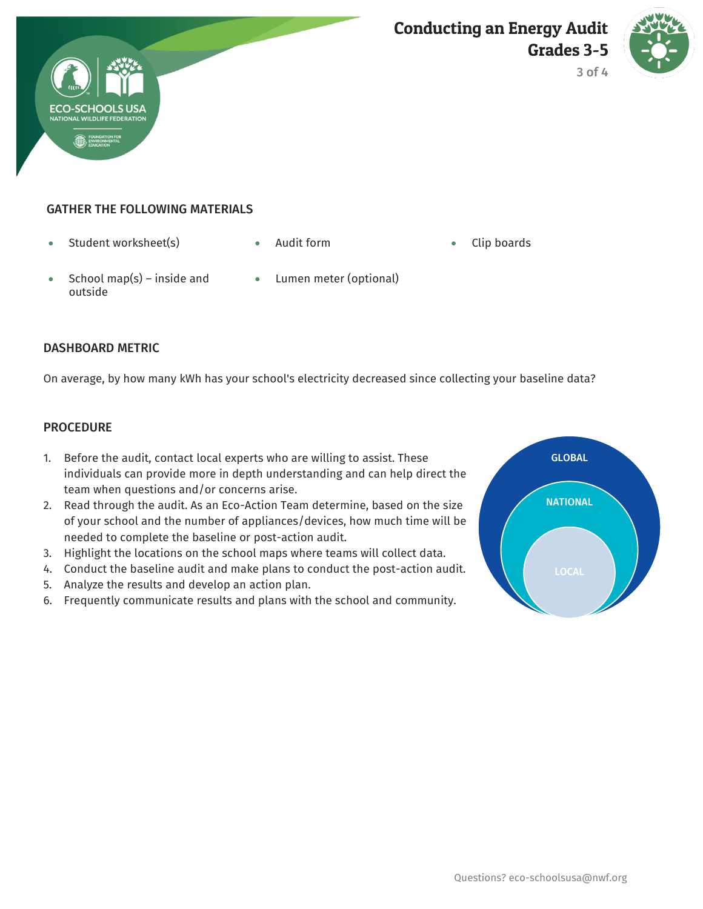## GATHER THE FOLLOWING MATERIALS

- Student worksheet(s)
- Audit form
- Clip boards
- School map(s) – inside and outside
- Lumen meter (optional)

## DASHBOARD METRIC

On average, by how many kWh has your school's electricity decreased since collecting your baseline data?

## PROCEDURE

1. Before the audit, contact local experts who are willing to assist. These individuals can provide more in depth understanding and can help direct the team when questions and/or concerns arise.
2. Read through the audit. As an Eco-Action Team determine, based on the size of your school and the number of appliances/devices, how much time will be needed to complete the baseline or post-action audit.
3. Highlight the locations on the school maps where teams will collect data.
4. Conduct the baseline audit and make plans to conduct the post-action audit.
5. Analyze the results and develop an action plan.
6. Frequently communicate results and plans with the school and community.

GLOBAL

NATIONAL

LOCAL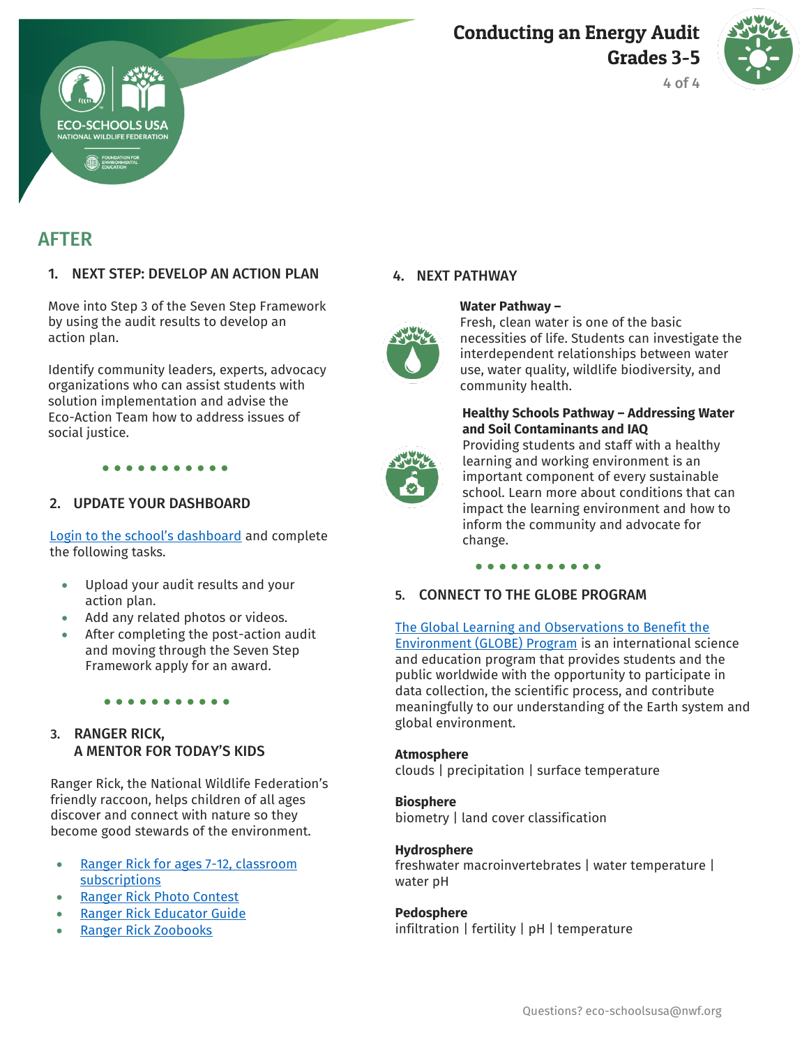# AFTER

## 1. NEXT STEP: DEVELOP AN ACTION PLAN

Move into Step 3 of the Seven Step Framework by using the audit results to develop an action plan.

Identify community leaders, experts, advocacy organizations who can assist students with solution implementation and advise the Eco-Action Team how to address issues of social justice.

## 2. UPDATE YOUR DASHBOARD

Login to the school's dashboard and complete the following tasks.

- Upload your audit results and your action plan.
- Add any related photos or videos.
- After completing the post-action audit and moving through the Seven Step Framework apply for an award.

## 3. RANGER RICK, A MENTOR FOR TODAY'S KIDS

Ranger Rick, the National Wildlife Federation's friendly raccoon, helps children of all ages discover and connect with nature so they become good stewards of the environment.

- Ranger Rick for ages 7-12, classroom subscriptions
- Ranger Rick Photo Contest
- Ranger Rick Educator Guide
- Ranger Rick Zoobooks

## 4. NEXT PATHWAY

**Water Pathway –**
Fresh, clean water is one of the basic necessities of life. Students can investigate the interdependent relationships between water use, water quality, wildlife biodiversity, and community health.

**Healthy Schools Pathway – Addressing Water and Soil Contaminants and IAQ**
Providing students and staff with a healthy learning and working environment is an important component of every sustainable school. Learn more about conditions that can impact the learning environment and how to inform the community and advocate for change.

## 5. CONNECT TO THE GLOBE PROGRAM

The Global Learning and Observations to Benefit the Environment (GLOBE) Program is an international science and education program that provides students and the public worldwide with the opportunity to participate in data collection, the scientific process, and contribute meaningfully to our understanding of the Earth system and global environment.

**Atmosphere**
clouds | precipitation | surface temperature

**Biosphere**
biometry | land cover classification

**Hydrosphere**
freshwater macroinvertebrates | water temperature | water pH

**Pedosphere**
infiltration | fertility | pH | temperature

Questions? eco-schoolsusa@nwf.org